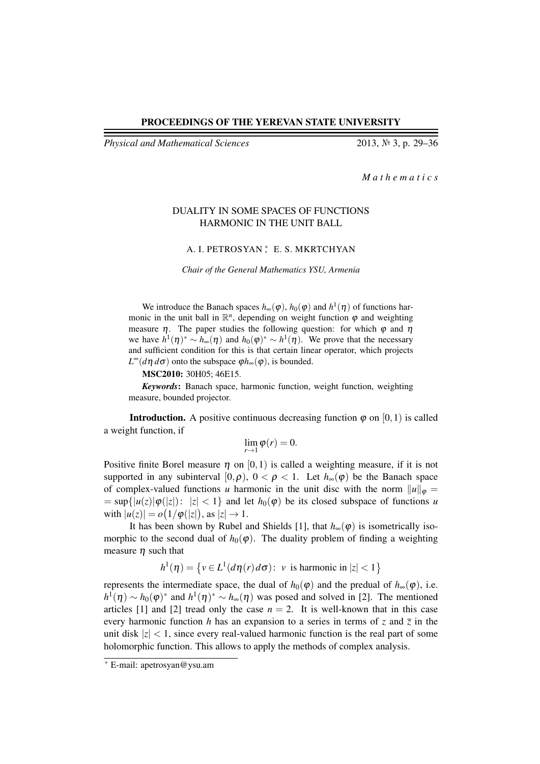**PROCEEDINGS OF THE YEREVAN STATE UNIVERSITY**

*Physical and Mathematical Sciences* 2013, № 3, p. 29–36

*M a t h e m a t i c s*

# DUALITY IN SOME SPACES OF FUNCTIONS HARMONIC IN THE UNIT BALL

A. I. PETROSYAN [*], E. S. MKRTCHYAN

*Chair of the General Mathematics YSU, Armenia*

We introduce the Banach spaces $h_\infty(\varphi)$, $h_0(\varphi)$ and $h^1(\eta)$ of functions harmonic in the unit ball in $\mathbb{R}^n$, depending on weight function $\varphi$ and weighting measure $\eta$. The paper studies the following question: for which $\varphi$ and $\eta$ we have $h^1(\eta)^* \sim h_\infty(\eta)$ and $h_0(\varphi)^* \sim h^1(\eta)$. We prove that the necessary and sufficient condition for this is that certain linear operator, which projects $L^\infty(d\eta\, d\sigma)$ onto the subspace $\varphi h_\infty(\varphi)$, is bounded.

**MSC2010:** 30H05; 46E15.

***Keywords*:** Banach space, harmonic function, weight function, weighting measure, bounded projector.

**Introduction.** A positive continuous decreasing function $\varphi$ on $[0,1)$ is called a weight function, if

$$\lim_{r\to 1}\varphi(r) = 0.$$

Positive finite Borel measure $\eta$ on $[0,1)$ is called a weighting measure, if it is not supported in any subinterval $[0,\rho)$, $0<\rho<1$. Let $h_\infty(\varphi)$ be the Banach space of complex-valued functions $u$ harmonic in the unit disc with the norm $\|u\|_\varphi = \sup\{|u(z)|\varphi(|z|)\colon\ |z|<1\}$ and let $h_0(\varphi)$ be its closed subspace of functions $u$ with $|u(z)| = o\big(1/\varphi(|z|)\big)$, as $|z|\to 1$.

It has been shown by Rubel and Shields [1], that $h_\infty(\varphi)$ is isometrically isomorphic to the second dual of $h_0(\varphi)$. The duality problem of finding a weighting measure $\eta$ such that

$$h^1(\eta) = \big\{v\in L^1(d\eta(r)\,d\sigma)\colon\ v \text{ is harmonic in } |z|<1\big\}$$

represents the intermediate space, the dual of $h_0(\varphi)$ and the predual of $h_\infty(\varphi)$, i.e. $h^1(\eta)\sim h_0(\varphi)^*$ and $h^1(\eta)^*\sim h_\infty(\eta)$ was posed and solved in [2]. The mentioned articles [1] and [2] tread only the case $n=2$. It is well-known that in this case every harmonic function $h$ has an expansion to a series in terms of $z$ and $\overline{z}$ in the unit disk $|z|<1$, since every real-valued harmonic function is the real part of some holomorphic function. This allows to apply the methods of complex analysis.

[*] E-mail: apetrosyan@ysu.am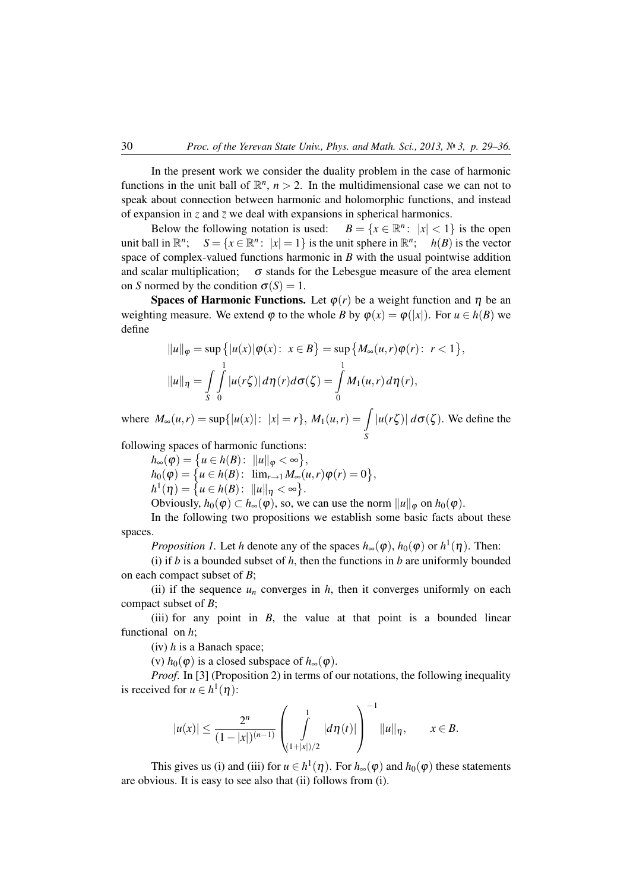In the present work we consider the duality problem in the case of harmonic functions in the unit ball of $\mathbb{R}^n$, $n > 2$. In the multidimensional case we can not to speak about connection between harmonic and holomorphic functions, and instead of expansion in $z$ and $\bar{z}$ we deal with expansions in spherical harmonics.

Below the following notation is used: $B = \{x \in \mathbb{R}^n : |x| < 1\}$ is the open unit ball in $\mathbb{R}^n$; $S = \{x \in \mathbb{R}^n : |x| = 1\}$ is the unit sphere in $\mathbb{R}^n$; $h(B)$ is the vector space of complex-valued functions harmonic in $B$ with the usual pointwise addition and scalar multiplication; $\sigma$ stands for the Lebesgue measure of the area element on $S$ normed by the condition $\sigma(S) = 1$.

**Spaces of Harmonic Functions.** Let $\varphi(r)$ be a weight function and $\eta$ be an weighting measure. We extend $\varphi$ to the whole $B$ by $\varphi(x) = \varphi(|x|)$. For $u \in h(B)$ we define

$$\|u\|_\varphi = \sup\{|u(x)|\varphi(x) : x \in B\} = \sup\{M_\infty(u,r)\varphi(r) : r < 1\},$$

$$\|u\|_\eta = \int_S \int_0^1 |u(r\zeta)|\, d\eta(r) d\sigma(\zeta) = \int_0^1 M_1(u,r)\, d\eta(r),$$

where $M_\infty(u,r) = \sup\{|u(x)| : |x| = r\}$, $M_1(u,r) = \int_S |u(r\zeta)|\, d\sigma(\zeta)$. We define the following spaces of harmonic functions:

$h_\infty(\varphi) = \{u \in h(B) : \|u\|_\varphi < \infty\}$,
$h_0(\varphi) = \{u \in h(B) : \lim_{r\to 1} M_\infty(u,r)\varphi(r) = 0\}$,
$h^1(\eta) = \{u \in h(B) : \|u\|_\eta < \infty\}$.

Obviously, $h_0(\varphi) \subset h_\infty(\varphi)$, so, we can use the norm $\|u\|_\varphi$ on $h_0(\varphi)$.

In the following two propositions we establish some basic facts about these spaces.

*Proposition 1.* Let $h$ denote any of the spaces $h_\infty(\varphi)$, $h_0(\varphi)$ or $h^1(\eta)$. Then:

(i) if $b$ is a bounded subset of $h$, then the functions in $b$ are uniformly bounded on each compact subset of $B$;

(ii) if the sequence $u_n$ converges in $h$, then it converges uniformly on each compact subset of $B$;

(iii) for any point in $B$, the value at that point is a bounded linear functional on $h$;

(iv) $h$ is a Banach space;

(v) $h_0(\varphi)$ is a closed subspace of $h_\infty(\varphi)$.

*Proof.* In [3] (Proposition 2) in terms of our notations, the following inequality is received for $u \in h^1(\eta)$:

$$|u(x)| \leq \frac{2^n}{(1-|x|)^{(n-1)}} \left( \int_{(1+|x|)/2}^{1} |d\eta(t)| \right)^{-1} \|u\|_\eta, \qquad x \in B.$$

This gives us (i) and (iii) for $u \in h^1(\eta)$. For $h_\infty(\varphi)$ and $h_0(\varphi)$ these statements are obvious. It is easy to see also that (ii) follows from (i).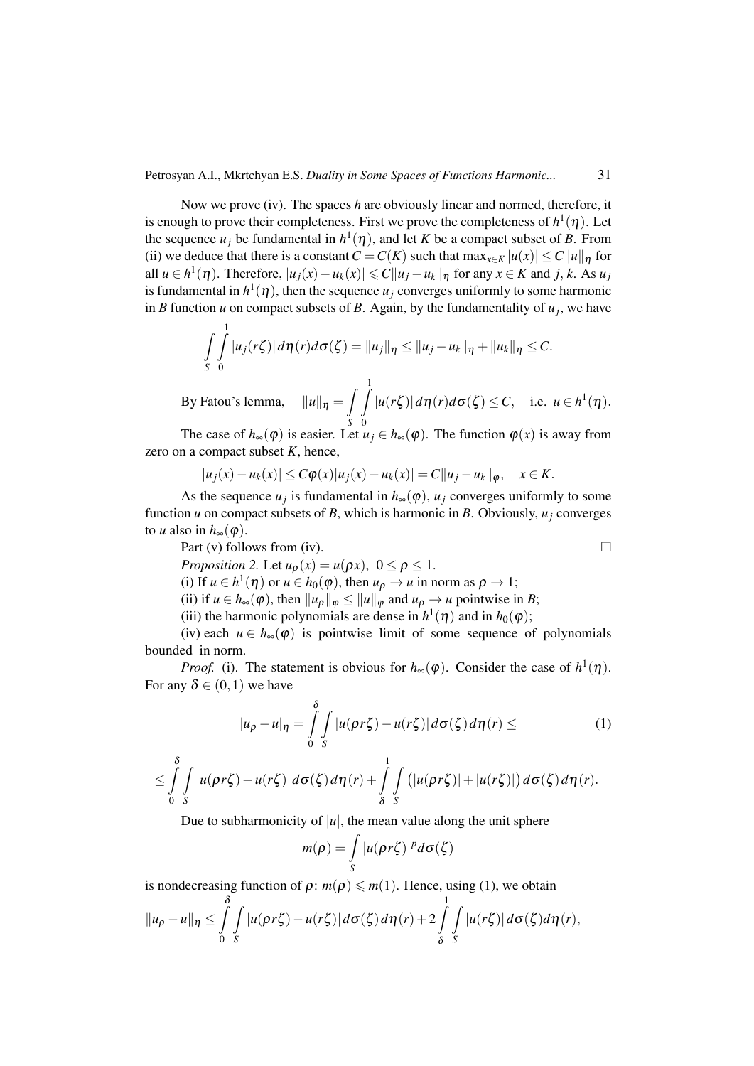Now we prove (iv). The spaces $h$ are obviously linear and normed, therefore, it is enough to prove their completeness. First we prove the completeness of $h^1(\eta)$. Let the sequence $u_j$ be fundamental in $h^1(\eta)$, and let $K$ be a compact subset of $B$. From (ii) we deduce that there is a constant $C = C(K)$ such that $\max_{x\in K}|u(x)| \le C\|u\|_\eta$ for all $u \in h^1(\eta)$. Therefore, $|u_j(x) - u_k(x)| \leqslant C\|u_j - u_k\|_\eta$ for any $x \in K$ and $j, k$. As $u_j$ is fundamental in $h^1(\eta)$, then the sequence $u_j$ converges uniformly to some harmonic in $B$ function $u$ on compact subsets of $B$. Again, by the fundamentality of $u_j$, we have

$$\int_S \int_0^1 |u_j(r\zeta)|\, d\eta(r) d\sigma(\zeta) = \|u_j\|_\eta \le \|u_j - u_k\|_\eta + \|u_k\|_\eta \le C.$$

By Fatou's lemma, $\quad \|u\|_\eta = \displaystyle\int_S \int_0^1 |u(r\zeta)|\, d\eta(r) d\sigma(\zeta) \le C, \quad$ i.e. $u \in h^1(\eta)$.

The case of $h_\infty(\varphi)$ is easier. Let $u_j \in h_\infty(\varphi)$. The function $\varphi(x)$ is away from zero on a compact subset $K$, hence,

$$|u_j(x) - u_k(x)| \le C\varphi(x)|u_j(x) - u_k(x)| = C\|u_j - u_k\|_\varphi, \quad x \in K.$$

As the sequence $u_j$ is fundamental in $h_\infty(\varphi)$, $u_j$ converges uniformly to some function $u$ on compact subsets of $B$, which is harmonic in $B$. Obviously, $u_j$ converges to $u$ also in $h_\infty(\varphi)$.

Part (v) follows from (iv). $\square$

*Proposition 2.* Let $u_\rho(x) = u(\rho x), \ 0 \le \rho \le 1$.

(i) If $u \in h^1(\eta)$ or $u \in h_0(\varphi)$, then $u_\rho \to u$ in norm as $\rho \to 1$;

(ii) if $u \in h_\infty(\varphi)$, then $\|u_\rho\|_\varphi \le \|u\|_\varphi$ and $u_\rho \to u$ pointwise in $B$;

(iii) the harmonic polynomials are dense in $h^1(\eta)$ and in $h_0(\varphi)$;

(iv) each $u \in h_\infty(\varphi)$ is pointwise limit of some sequence of polynomials bounded in norm.

*Proof.* (i). The statement is obvious for $h_\infty(\varphi)$. Consider the case of $h^1(\eta)$. For any $\delta \in (0,1)$ we have

$$|u_\rho - u|_\eta = \int_0^\delta \int_S |u(\rho r\zeta) - u(r\zeta)|\, d\sigma(\zeta)\, d\eta(r) \le \tag{1}$$

$$\le \int_0^\delta \int_S |u(\rho r\zeta) - u(r\zeta)|\, d\sigma(\zeta)\, d\eta(r) + \int_\delta^1 \int_S \big(|u(\rho r\zeta)| + |u(r\zeta)|\big)\, d\sigma(\zeta)\, d\eta(r).$$

Due to subharmonicity of $|u|$, the mean value along the unit sphere

$$m(\rho) = \int_S |u(\rho r\zeta)|^p d\sigma(\zeta)$$

is nondecreasing function of $\rho$: $m(\rho) \leqslant m(1)$. Hence, using (1), we obtain

$$\|u_\rho - u\|_\eta \le \int_0^\delta \int_S |u(\rho r\zeta) - u(r\zeta)|\, d\sigma(\zeta)\, d\eta(r) + 2\int_\delta^1 \int_S |u(r\zeta)|\, d\sigma(\zeta) d\eta(r),$$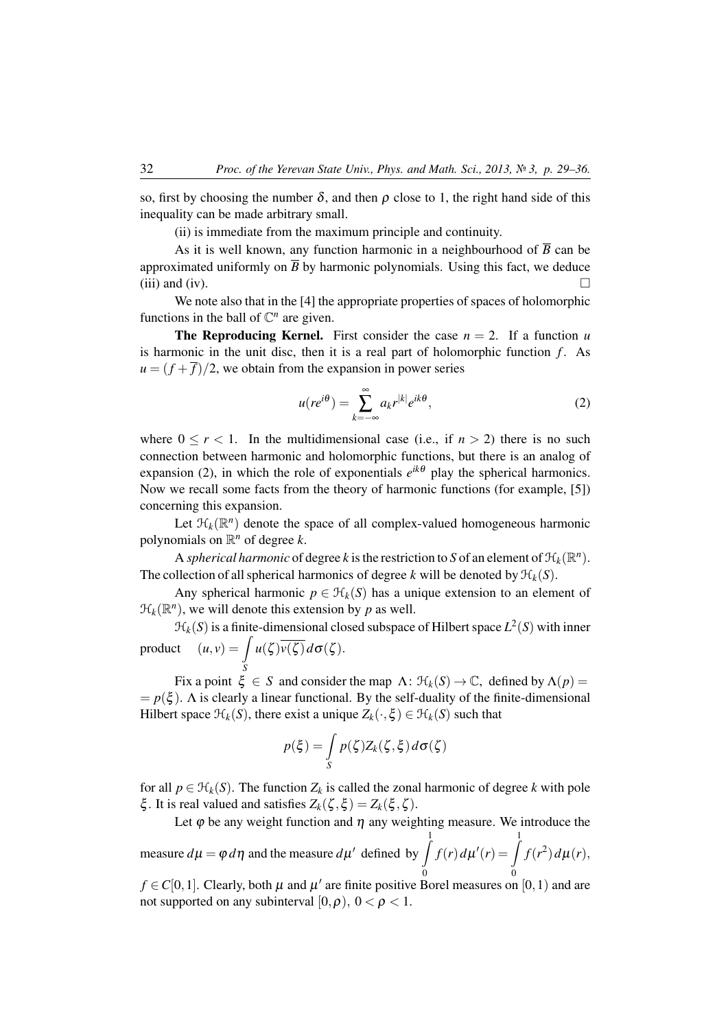so, first by choosing the number $\delta$, and then $\rho$ close to 1, the right hand side of this inequality can be made arbitrary small.

(ii) is immediate from the maximum principle and continuity.

As it is well known, any function harmonic in a neighbourhood of $\overline{B}$ can be approximated uniformly on $\overline{B}$ by harmonic polynomials. Using this fact, we deduce (iii) and (iv). □

We note also that in the [4] the appropriate properties of spaces of holomorphic functions in the ball of $\mathbb{C}^n$ are given.

**The Reproducing Kernel.** First consider the case $n = 2$. If a function $u$ is harmonic in the unit disc, then it is a real part of holomorphic function $f$. As $u = (f + \overline{f})/2$, we obtain from the expansion in power series

$$u(re^{i\theta}) = \sum_{k=-\infty}^{\infty} a_k r^{|k|} e^{ik\theta}, \tag{2}$$

where $0 \leq r < 1$. In the multidimensional case (i.e., if $n > 2$) there is no such connection between harmonic and holomorphic functions, but there is an analog of expansion (2), in which the role of exponentials $e^{ik\theta}$ play the spherical harmonics. Now we recall some facts from the theory of harmonic functions (for example, [5]) concerning this expansion.

Let $\mathcal{H}_k(\mathbb{R}^n)$ denote the space of all complex-valued homogeneous harmonic polynomials on $\mathbb{R}^n$ of degree $k$.

A *spherical harmonic* of degree $k$ is the restriction to $S$ of an element of $\mathcal{H}_k(\mathbb{R}^n)$. The collection of all spherical harmonics of degree $k$ will be denoted by $\mathcal{H}_k(S)$.

Any spherical harmonic $p \in \mathcal{H}_k(S)$ has a unique extension to an element of $\mathcal{H}_k(\mathbb{R}^n)$, we will denote this extension by $p$ as well.

$\mathcal{H}_k(S)$ is a finite-dimensional closed subspace of Hilbert space $L^2(S)$ with inner product $\quad (u, v) = \int\limits_S u(\zeta)\overline{v(\zeta)}\, d\sigma(\zeta)$.

Fix a point $\xi \in S$ and consider the map $\Lambda\colon \mathcal{H}_k(S) \to \mathbb{C}$, defined by $\Lambda(p) = p(\xi)$. $\Lambda$ is clearly a linear functional. By the self-duality of the finite-dimensional Hilbert space $\mathcal{H}_k(S)$, there exist a unique $Z_k(\cdot, \xi) \in \mathcal{H}_k(S)$ such that

$$p(\xi) = \int\limits_S p(\zeta) Z_k(\zeta, \xi)\, d\sigma(\zeta)$$

for all $p \in \mathcal{H}_k(S)$. The function $Z_k$ is called the zonal harmonic of degree $k$ with pole $\xi$. It is real valued and satisfies $Z_k(\zeta, \xi) = Z_k(\xi, \zeta)$.

Let $\varphi$ be any weight function and $\eta$ any weighting measure. We introduce the measure $d\mu = \varphi\, d\eta$ and the measure $d\mu'$ defined by $\int\limits_0^1 f(r)\, d\mu'(r) = \int\limits_0^1 f(r^2)\, d\mu(r)$, $f \in C[0,1]$. Clearly, both $\mu$ and $\mu'$ are finite positive Borel measures on $[0,1)$ and are not supported on any subinterval $[0,\rho)$, $0 < \rho < 1$.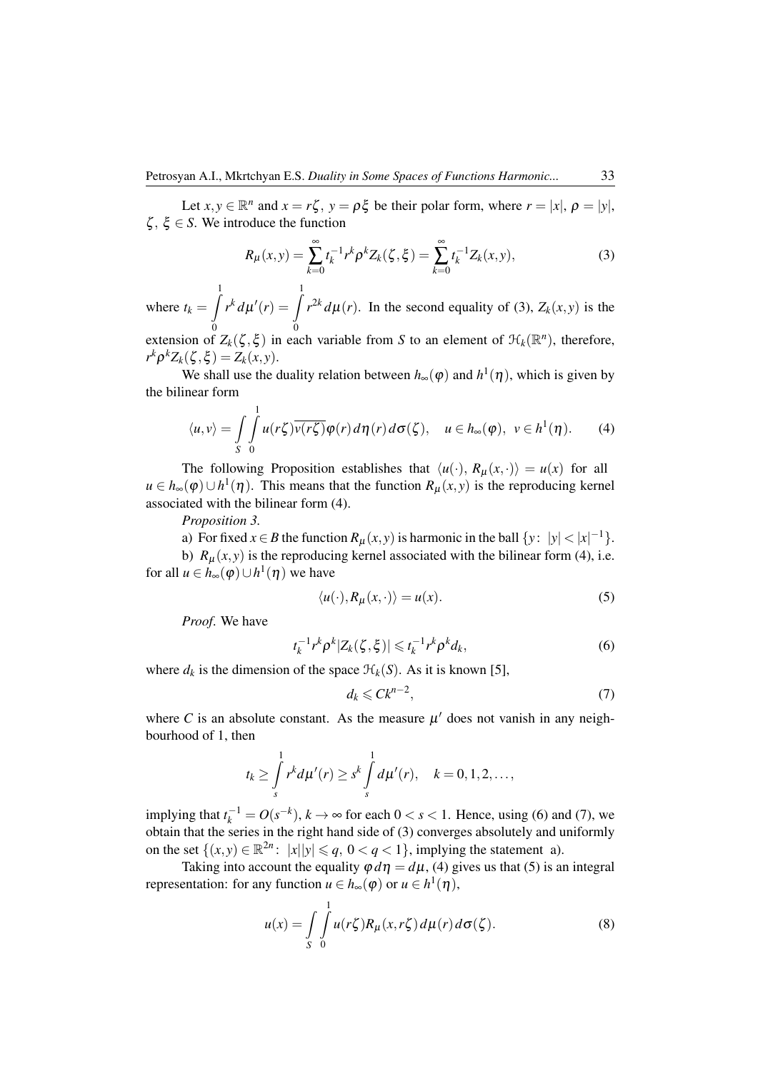Let $x, y \in \mathbb{R}^n$ and $x = r\zeta,\ y = \rho\xi$ be their polar form, where $r = |x|,\ \rho = |y|$, $\zeta,\ \xi \in S$. We introduce the function

$$R_\mu(x,y) = \sum_{k=0}^{\infty} t_k^{-1} r^k \rho^k Z_k(\zeta, \xi) = \sum_{k=0}^{\infty} t_k^{-1} Z_k(x,y), \tag{3}$$

where $t_k = \int\limits_0^1 r^k \, d\mu'(r) = \int\limits_0^1 r^{2k} \, d\mu(r)$. In the second equality of (3), $Z_k(x,y)$ is the extension of $Z_k(\zeta, \xi)$ in each variable from $S$ to an element of $\mathcal{H}_k(\mathbb{R}^n)$, therefore, $r^k \rho^k Z_k(\zeta, \xi) = Z_k(x,y)$.

We shall use the duality relation between $h_\infty(\varphi)$ and $h^1(\eta)$, which is given by the bilinear form

$$\langle u, v \rangle = \int\limits_S \int\limits_0^1 u(r\zeta) \overline{v(r\zeta)} \varphi(r) \, d\eta(r) \, d\sigma(\zeta), \quad u \in h_\infty(\varphi),\ v \in h^1(\eta). \tag{4}$$

The following Proposition establishes that $\langle u(\cdot), R_\mu(x, \cdot) \rangle = u(x)$ for all $u \in h_\infty(\varphi) \cup h^1(\eta)$. This means that the function $R_\mu(x,y)$ is the reproducing kernel associated with the bilinear form (4).

*Proposition 3.*

a) For fixed $x \in B$ the function $R_\mu(x,y)$ is harmonic in the ball $\{y \colon\ |y| < |x|^{-1}\}$.

b) $R_\mu(x,y)$ is the reproducing kernel associated with the bilinear form (4), i.e. for all $u \in h_\infty(\varphi) \cup h^1(\eta)$ we have

$$\langle u(\cdot), R_\mu(x, \cdot) \rangle = u(x). \tag{5}$$

*Proof.* We have

$$t_k^{-1} r^k \rho^k |Z_k(\zeta, \xi)| \leqslant t_k^{-1} r^k \rho^k d_k, \tag{6}$$

where $d_k$ is the dimension of the space $\mathcal{H}_k(S)$. As it is known [5],

$$d_k \leqslant C k^{n-2}, \tag{7}$$

where $C$ is an absolute constant. As the measure $\mu'$ does not vanish in any neighbourhood of 1, then

$$t_k \geq \int\limits_s^1 r^k d\mu'(r) \geq s^k \int\limits_s^1 d\mu'(r), \quad k = 0, 1, 2, \ldots,$$

implying that $t_k^{-1} = O(s^{-k})$, $k \to \infty$ for each $0 < s < 1$. Hence, using (6) and (7), we obtain that the series in the right hand side of (3) converges absolutely and uniformly on the set $\{(x,y) \in \mathbb{R}^{2n} \colon\ |x||y| \leqslant q,\ 0 < q < 1\}$, implying the statement a).

Taking into account the equality $\varphi \, d\eta = d\mu$, (4) gives us that (5) is an integral representation: for any function $u \in h_\infty(\varphi)$ or $u \in h^1(\eta)$,

$$u(x) = \int\limits_S \int\limits_0^1 u(r\zeta) R_\mu(x, r\zeta) \, d\mu(r) \, d\sigma(\zeta). \tag{8}$$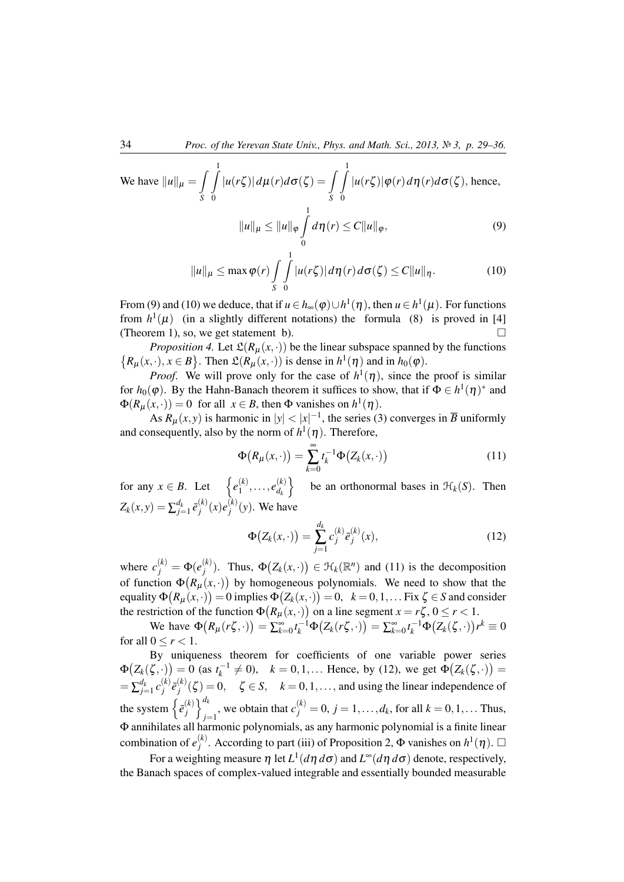We have $\|u\|_\mu = \int_S \int_0^1 |u(r\zeta)|\, d\mu(r) d\sigma(\zeta) = \int_S \int_0^1 |u(r\zeta)| \varphi(r)\, d\eta(r) d\sigma(\zeta)$, hence,

$$\|u\|_\mu \leq \|u\|_\varphi \int_0^1 d\eta(r) \leq C\|u\|_\varphi, \tag{9}$$

$$\|u\|_\mu \leq \max \varphi(r) \int_S \int_0^1 |u(r\zeta)|\, d\eta(r)\, d\sigma(\zeta) \leq C\|u\|_\eta. \tag{10}$$

From (9) and (10) we deduce, that if $u \in h_\infty(\varphi) \cup h^1(\eta)$, then $u \in h^1(\mu)$. For functions from $h^1(\mu)$ (in a slightly different notations) the formula (8) is proved in [4] (Theorem 1), so, we get statement b). $\square$

*Proposition 4.* Let $\mathfrak{L}(R_\mu(x,\cdot))$ be the linear subspace spanned by the functions $\{R_\mu(x,\cdot), x \in B\}$. Then $\mathfrak{L}(R_\mu(x,\cdot))$ is dense in $h^1(\eta)$ and in $h_0(\varphi)$.

*Proof.* We will prove only for the case of $h^1(\eta)$, since the proof is similar for $h_0(\varphi)$. By the Hahn-Banach theorem it suffices to show, that if $\Phi \in h^1(\eta)^*$ and $\Phi(R_\mu(x,\cdot)) = 0$ for all $x \in B$, then $\Phi$ vanishes on $h^1(\eta)$.

As $R_\mu(x,y)$ is harmonic in $|y| < |x|^{-1}$, the series (3) converges in $\overline{B}$ uniformly and consequently, also by the norm of $h^1(\eta)$. Therefore,

$$\Phi\big(R_\mu(x,\cdot)\big) = \sum_{k=0}^\infty t_k^{-1} \Phi\big(Z_k(x,\cdot)\big) \tag{11}$$

for any $x \in B$. Let $\left\{e_1^{(k)}, \ldots, e_{d_k}^{(k)}\right\}$ be an orthonormal bases in $\mathcal{H}_k(S)$. Then $Z_k(x,y) = \sum_{j=1}^{d_k} \bar{e}_j^{(k)}(x) e_j^{(k)}(y)$. We have

$$\Phi\big(Z_k(x,\cdot)\big) = \sum_{j=1}^{d_k} c_j^{(k)} \bar{e}_j^{(k)}(x), \tag{12}$$

where $c_j^{(k)} = \Phi(e_j^{(k)})$. Thus, $\Phi\big(Z_k(x,\cdot)\big) \in \mathcal{H}_k(\mathbb{R}^n)$ and (11) is the decomposition of function $\Phi\big(R_\mu(x,\cdot)\big)$ by homogeneous polynomials. We need to show that the equality $\Phi\big(R_\mu(x,\cdot)\big) = 0$ implies $\Phi\big(Z_k(x,\cdot)\big) = 0$, $k = 0,1,\ldots$ Fix $\zeta \in S$ and consider the restriction of the function $\Phi\big(R_\mu(x,\cdot)\big)$ on a line segment $x = r\zeta$, $0 \leq r < 1$.

We have $\Phi\big(R_\mu(r\zeta,\cdot)\big) = \sum_{k=0}^\infty t_k^{-1} \Phi\big(Z_k(r\zeta,\cdot)\big) = \sum_{k=0}^\infty t_k^{-1} \Phi\big(Z_k(\zeta,\cdot)\big) r^k \equiv 0$ for all $0 \leq r < 1$.

By uniqueness theorem for coefficients of one variable power series $\Phi\big(Z_k(\zeta,\cdot)\big) = 0$ (as $t_k^{-1} \neq 0$), $k = 0,1,\ldots$ Hence, by (12), we get $\Phi\big(Z_k(\zeta,\cdot)\big) = \sum_{j=1}^{d_k} c_j^{(k)} \bar{e}_j^{(k)}(\zeta) = 0$, $\zeta \in S$, $k = 0,1,\ldots$, and using the linear independence of the system $\left\{\bar{e}_j^{(k)}\right\}_{j=1}^{d_k}$, we obtain that $c_j^{(k)} = 0$, $j = 1,\ldots,d_k$, for all $k = 0,1,\ldots$ Thus, $\Phi$ annihilates all harmonic polynomials, as any harmonic polynomial is a finite linear combination of $e_j^{(k)}$. According to part (iii) of Proposition 2, $\Phi$ vanishes on $h^1(\eta)$. $\square$

For a weighting measure $\eta$ let $L^1(d\eta\, d\sigma)$ and $L^\infty(d\eta\, d\sigma)$ denote, respectively, the Banach spaces of complex-valued integrable and essentially bounded measurable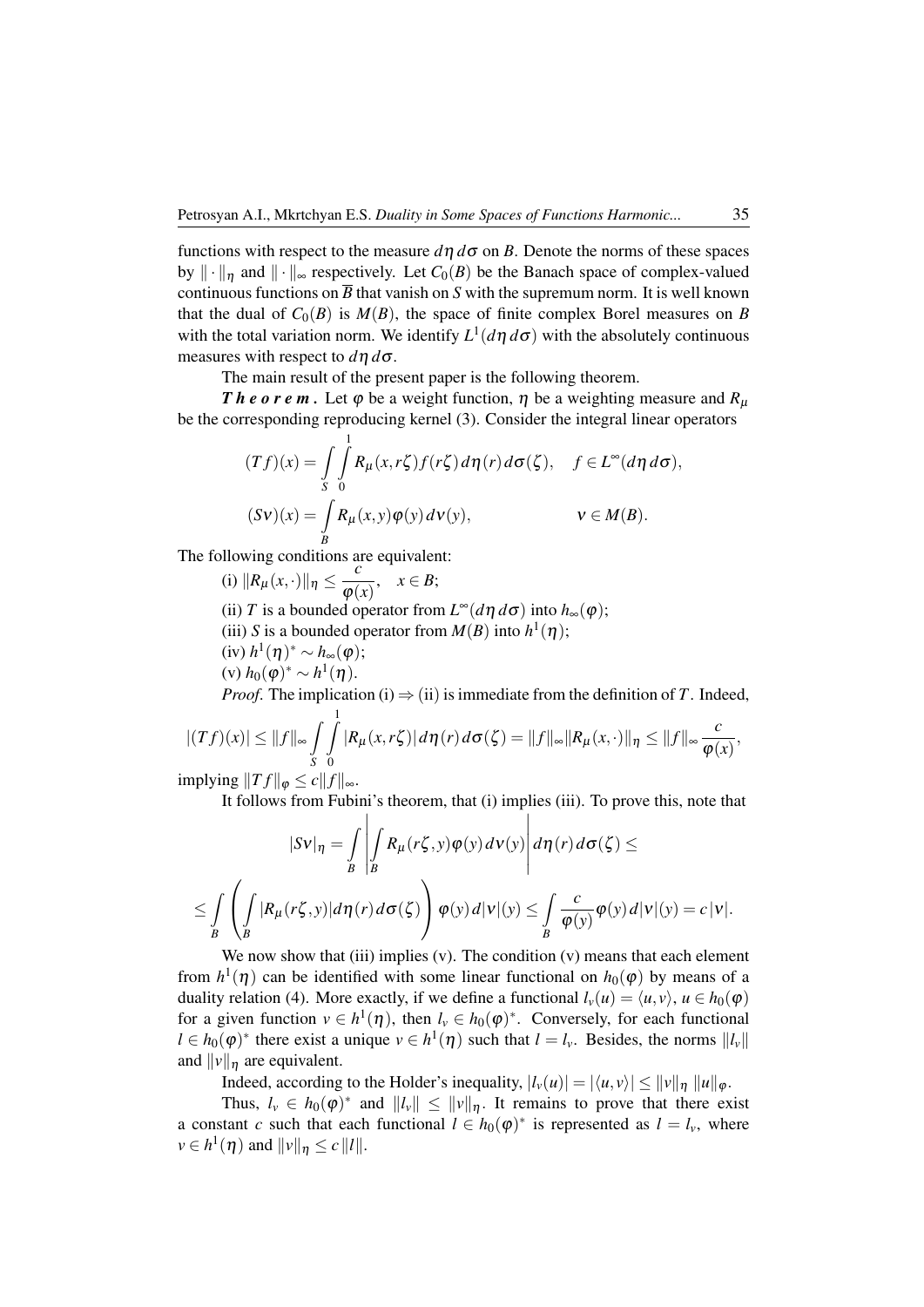functions with respect to the measure $d\eta\, d\sigma$ on $B$. Denote the norms of these spaces by $\|\cdot\|_\eta$ and $\|\cdot\|_\infty$ respectively. Let $C_0(B)$ be the Banach space of complex-valued continuous functions on $\overline{B}$ that vanish on $S$ with the supremum norm. It is well known that the dual of $C_0(B)$ is $M(B)$, the space of finite complex Borel measures on $B$ with the total variation norm. We identify $L^1(d\eta\, d\sigma)$ with the absolutely continuous measures with respect to $d\eta\, d\sigma$.

The main result of the present paper is the following theorem.

***Theorem.*** Let $\varphi$ be a weight function, $\eta$ be a weighting measure and $R_\mu$ be the corresponding reproducing kernel (3). Consider the integral linear operators

$$(Tf)(x) = \int\limits_S \int\limits_0^1 R_\mu(x, r\zeta) f(r\zeta)\, d\eta(r)\, d\sigma(\zeta), \quad f \in L^\infty(d\eta\, d\sigma),$$

$$(S\nu)(x) = \int\limits_B R_\mu(x,y)\varphi(y)\, d\nu(y), \qquad \nu \in M(B).$$

The following conditions are equivalent:

(i) $\|R_\mu(x,\cdot)\|_\eta \leq \dfrac{c}{\varphi(x)}, \quad x \in B$;

(ii) $T$ is a bounded operator from $L^\infty(d\eta\, d\sigma)$ into $h_\infty(\varphi)$;

(iii) $S$ is a bounded operator from $M(B)$ into $h^1(\eta)$;

(iv) $h^1(\eta)^* \sim h_\infty(\varphi)$;

(v) $h_0(\varphi)^* \sim h^1(\eta)$.

*Proof.* The implication (i) $\Rightarrow$ (ii) is immediate from the definition of $T$. Indeed,

$$|(Tf)(x)| \leq \|f\|_\infty \int\limits_S \int\limits_0^1 |R_\mu(x, r\zeta)|\, d\eta(r)\, d\sigma(\zeta) = \|f\|_\infty \|R_\mu(x,\cdot)\|_\eta \leq \|f\|_\infty \frac{c}{\varphi(x)},$$

implying $\|Tf\|_\varphi \leq c\|f\|_\infty$.

It follows from Fubini's theorem, that (i) implies (iii). To prove this, note that

$$|S\nu|_\eta = \int\limits_B \left| \int\limits_B R_\mu(r\zeta, y)\varphi(y)\, d\nu(y) \right| d\eta(r)\, d\sigma(\zeta) \leq$$

$$\leq \int\limits_B \left( \int\limits_B |R_\mu(r\zeta, y)| d\eta(r)\, d\sigma(\zeta) \right) \varphi(y)\, d|\nu|(y) \leq \int\limits_B \frac{c}{\varphi(y)} \varphi(y)\, d|\nu|(y) = c\,|\nu|.$$

We now show that (iii) implies (v). The condition (v) means that each element from $h^1(\eta)$ can be identified with some linear functional on $h_0(\varphi)$ by means of a duality relation (4). More exactly, if we define a functional $l_v(u) = \langle u, v\rangle$, $u \in h_0(\varphi)$ for a given function $v \in h^1(\eta)$, then $l_v \in h_0(\varphi)^*$. Conversely, for each functional $l \in h_0(\varphi)^*$ there exist a unique $v \in h^1(\eta)$ such that $l = l_v$. Besides, the norms $\|l_v\|$ and $\|v\|_\eta$ are equivalent.

Indeed, according to the Holder's inequality, $|l_v(u)| = |\langle u, v\rangle| \leq \|v\|_\eta\, \|u\|_\varphi$.

Thus, $l_v \in h_0(\varphi)^*$ and $\|l_v\| \leq \|v\|_\eta$. It remains to prove that there exist a constant $c$ such that each functional $l \in h_0(\varphi)^*$ is represented as $l = l_v$, where $v \in h^1(\eta)$ and $\|v\|_\eta \leq c\,\|l\|$.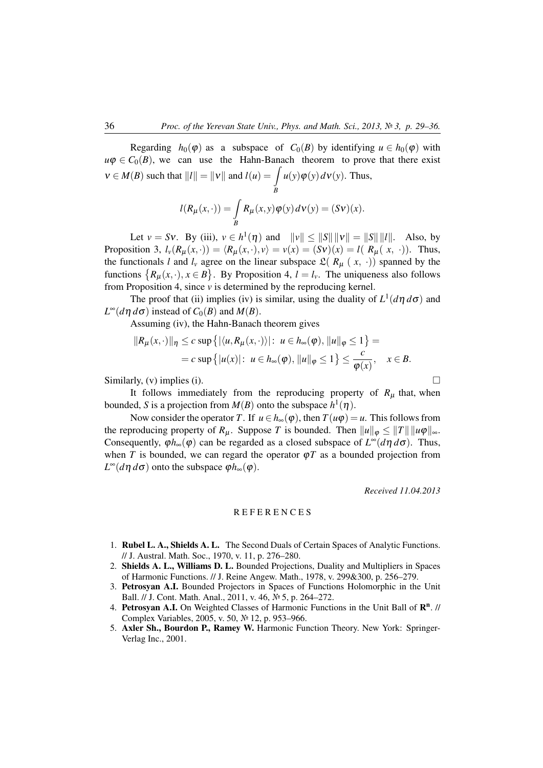Regarding $h_0(\varphi)$ as a subspace of $C_0(B)$ by identifying $u \in h_0(\varphi)$ with $u\varphi \in C_0(B)$, we can use the Hahn-Banach theorem to prove that there exist $\nu \in M(B)$ such that $\|l\| = \|\nu\|$ and $l(u) = \int\limits_B u(y)\varphi(y)\,d\nu(y)$. Thus,

$$l(R_\mu(x,\cdot)) = \int\limits_B R_\mu(x,y)\varphi(y)\,d\nu(y) = (S\nu)(x).$$

Let $v = S\nu$. By (iii), $v \in h^1(\eta)$ and $\|v\| \le \|S\|\,\|\nu\| = \|S\|\,\|l\|$. Also, by Proposition 3, $l_v(R_\mu(x,\cdot)) = \langle R_\mu(x,\cdot), v\rangle = v(x) = (S\nu)(x) = l(\,R_\mu(\,x,\,\cdot))$. Thus, the functionals $l$ and $l_v$ agree on the linear subspace $\mathfrak{L}(\,R_\mu\,(\,x,\,\cdot))$ spanned by the functions $\{R_\mu(x,\cdot), x \in B\}$. By Proposition 4, $l = l_v$. The uniqueness also follows from Proposition 4, since $v$ is determined by the reproducing kernel.

The proof that (ii) implies (iv) is similar, using the duality of $L^1(d\eta\,d\sigma)$ and $L^\infty(d\eta\,d\sigma)$ instead of $C_0(B)$ and $M(B)$.

Assuming (iv), the Hahn-Banach theorem gives

$$\begin{aligned}\|R_\mu(x,\cdot)\|_\eta &\le c\sup\left\{|\langle u, R_\mu(x,\cdot)\rangle| :\ u \in h_\infty(\varphi),\, \|u\|_\varphi \le 1\right\} = \\ &= c\sup\left\{|u(x)| :\ u \in h_\infty(\varphi),\, \|u\|_\varphi \le 1\right\} \le \frac{c}{\varphi(x)}, \quad x \in B.\end{aligned}$$

Similarly, (v) implies (i). $\square$

It follows immediately from the reproducing property of $R_\mu$ that, when bounded, $S$ is a projection from $M(B)$ onto the subspace $h^1(\eta)$.

Now consider the operator $T$. If $u \in h_\infty(\varphi)$, then $T(u\varphi) = u$. This follows from the reproducing property of $R_\mu$. Suppose $T$ is bounded. Then $\|u\|_\varphi \le \|T\|\,\|u\varphi\|_\infty$. Consequently, $\varphi h_\infty(\varphi)$ can be regarded as a closed subspace of $L^\infty(d\eta\,d\sigma)$. Thus, when $T$ is bounded, we can regard the operator $\varphi T$ as a bounded projection from $L^\infty(d\eta\,d\sigma)$ onto the subspace $\varphi h_\infty(\varphi)$.

*Received 11.04.2013*

## REFERENCES

1. **Rubel L. A., Shields A. L.** The Second Duals of Certain Spaces of Analytic Functions. // J. Austral. Math. Soc., 1970, v. 11, p. 276–280.
2. **Shields A. L., Williams D. L.** Bounded Projections, Duality and Multipliers in Spaces of Harmonic Functions. // J. Reine Angew. Math., 1978, v. 299&300, p. 256–279.
3. **Petrosyan A.I.** Bounded Projectors in Spaces of Functions Holomorphic in the Unit Ball. // J. Cont. Math. Anal., 2011, v. 46, № 5, p. 264–272.
4. **Petrosyan A.I.** On Weighted Classes of Harmonic Functions in the Unit Ball of $\mathbf{R^n}$. // Complex Variables, 2005, v. 50, № 12, p. 953–966.
5. **Axler Sh., Bourdon P., Ramey W.** Harmonic Function Theory. New York: Springer-Verlag Inc., 2001.